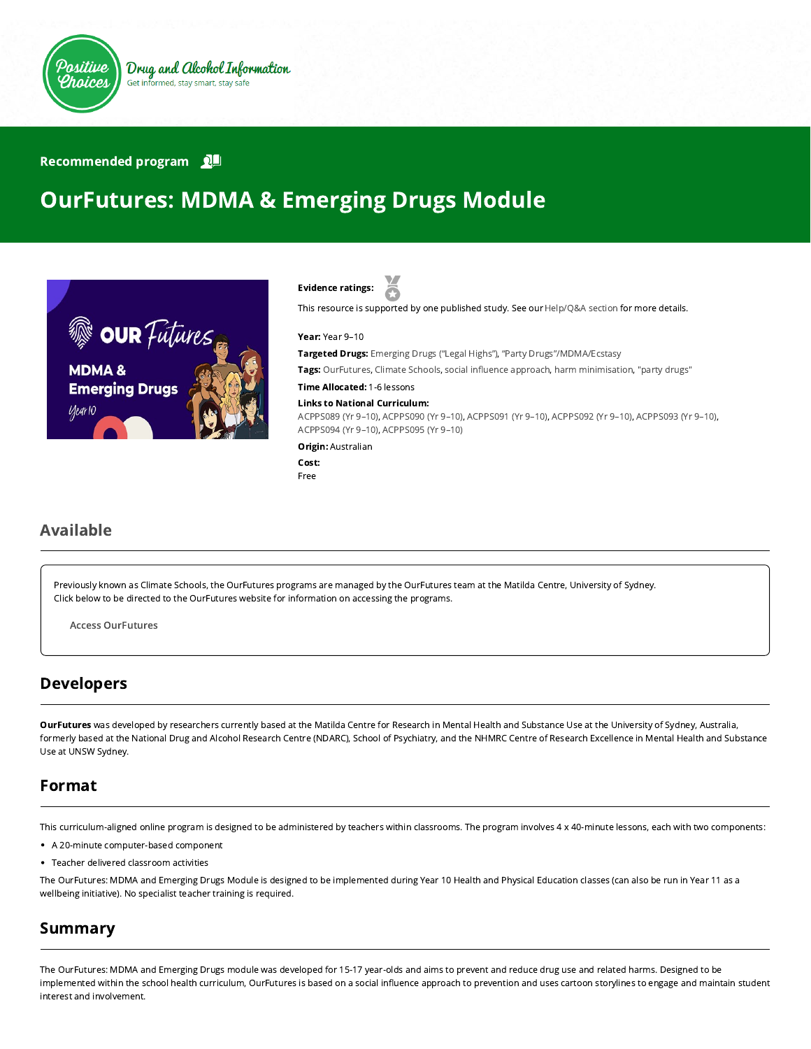Positive Choices

Drug and Alcohol Information

Get informed, stay smart, stay safe

Recommended program

# OurFutures: MDMA & Emerging Drugs Module

**Evidence ratings:**

This resource is supported by one published study. See our Help/Q&A section for more details.

**Year:** Year 9–10

**Targeted Drugs:** Emerging Drugs ("Legal Highs"), "Party Drugs"/MDMA/Ecstasy

**Tags:** OurFutures, Climate Schools, social influence approach, harm minimisation, "party drugs"

**Time Allocated:** 1-6 lessons

**Links to National Curriculum:**

ACPPS089 (Yr 9–10), ACPPS090 (Yr 9–10), ACPPS091 (Yr 9–10), ACPPS092 (Yr 9–10), ACPPS093 (Yr 9–10), ACPPS094 (Yr 9–10), ACPPS095 (Yr 9–10)

**Origin:** Australian

**Cost:**

Free

## Available

Previously known as Climate Schools, the OurFutures programs are managed by the OurFutures team at the Matilda Centre, University of Sydney.
Click below to be directed to the OurFutures website for information on accessing the programs.

Access OurFutures

## Developers

**OurFutures** was developed by researchers currently based at the Matilda Centre for Research in Mental Health and Substance Use at the University of Sydney, Australia, formerly based at the National Drug and Alcohol Research Centre (NDARC), School of Psychiatry, and the NHMRC Centre of Research Excellence in Mental Health and Substance Use at UNSW Sydney.

## Format

This curriculum-aligned online program is designed to be administered by teachers within classrooms. The program involves 4 x 40-minute lessons, each with two components:

- A 20-minute computer-based component
- Teacher delivered classroom activities

The OurFutures: MDMA and Emerging Drugs Module is designed to be implemented during Year 10 Health and Physical Education classes (can also be run in Year 11 as a wellbeing initiative). No specialist teacher training is required.

## Summary

The OurFutures: MDMA and Emerging Drugs module was developed for 15-17 year-olds and aims to prevent and reduce drug use and related harms. Designed to be implemented within the school health curriculum, OurFutures is based on a social influence approach to prevention and uses cartoon storylines to engage and maintain student interest and involvement.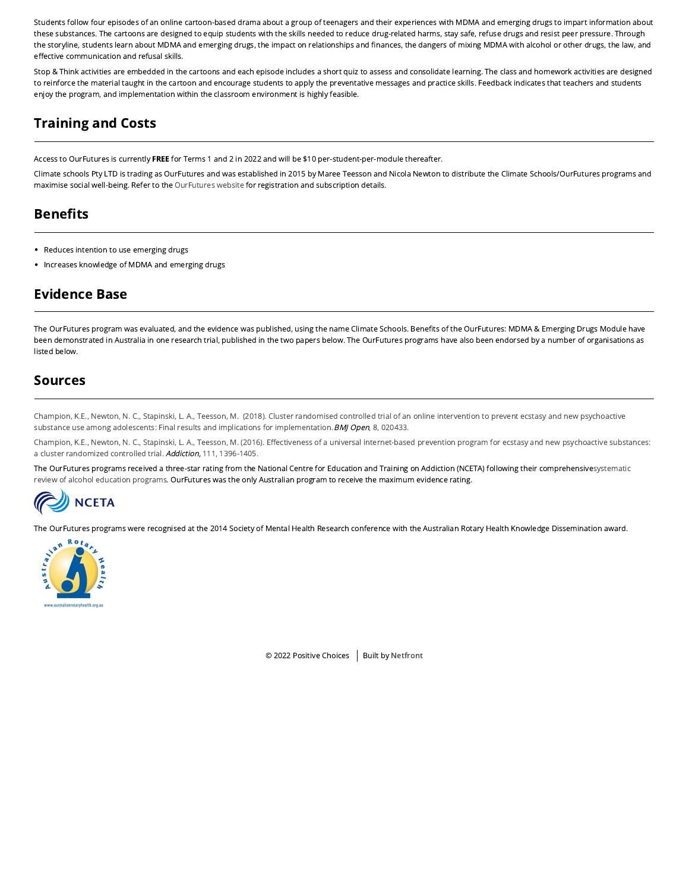Students follow four episodes of an online cartoon-based drama about a group of teenagers and their experiences with MDMA and emerging drugs to impart information about these substances. The cartoons are designed to equip students with the skills needed to reduce drug-related harms, stay safe, refuse drugs and resist peer pressure. Through the storyline, students learn about MDMA and emerging drugs, the impact on relationships and finances, the dangers of mixing MDMA with alcohol or other drugs, the law, and effective communication and refusal skills.

Stop & Think activities are embedded in the cartoons and each episode includes a short quiz to assess and consolidate learning. The class and homework activities are designed to reinforce the material taught in the cartoon and encourage students to apply the preventative messages and practice skills. Feedback indicates that teachers and students enjoy the program, and implementation within the classroom environment is highly feasible.

## Training and Costs

Access to OurFutures is currently **FREE** for Terms 1 and 2 in 2022 and will be $10 per-student-per-module thereafter.

Climate schools Pty LTD is trading as OurFutures and was established in 2015 by Maree Teesson and Nicola Newton to distribute the Climate Schools/OurFutures programs and maximise social well-being. Refer to the OurFutures website for registration and subscription details.

## Benefits

- Reduces intention to use emerging drugs
- Increases knowledge of MDMA and emerging drugs

## Evidence Base

The OurFutures program was evaluated, and the evidence was published, using the name Climate Schools. Benefits of the OurFutures: MDMA & Emerging Drugs Module have been demonstrated in Australia in one research trial, published in the two papers below. The OurFutures programs have also been endorsed by a number of organisations as listed below.

## Sources

Champion, K.E., Newton, N. C., Stapinski, L. A., Teesson, M. (2018). Cluster randomised controlled trial of an online intervention to prevent ecstasy and new psychoactive substance use among adolescents: Final results and implications for implementation. *BMJ Open*, 8, 020433.

Champion, K.E., Newton, N. C., Stapinski, L. A., Teesson, M. (2016). Effectiveness of a universal internet-based prevention program for ecstasy and new psychoactive substances: a cluster randomized controlled trial. *Addiction*, 111, 1396-1405.

The OurFutures programs received a three-star rating from the National Centre for Education and Training on Addiction (NCETA) following their comprehensive systematic review of alcohol education programs. OurFutures was the only Australian program to receive the maximum evidence rating.

NCETA

The OurFutures programs were recognised at the 2014 Society of Mental Health Research conference with the Australian Rotary Health Knowledge Dissemination award.

Australian Rotary Health
www.australianrotaryhealth.org.au

© 2022 Positive Choices | Built by Netfront